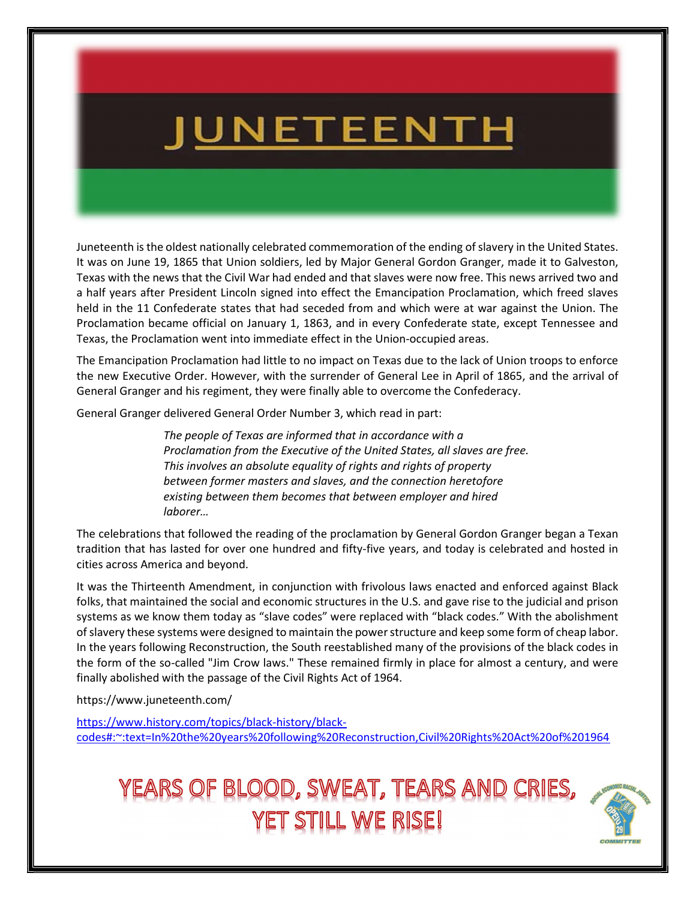# JUNETEENTH

Juneteenth is the oldest nationally celebrated commemoration of the ending of slavery in the United States. It was on June 19, 1865 that Union soldiers, led by Major General Gordon Granger, made it to Galveston, Texas with the news that the Civil War had ended and that slaves were now free. This news arrived two and a half years after President Lincoln signed into effect the Emancipation Proclamation, which freed slaves held in the 11 Confederate states that had seceded from and which were at war against the Union. The Proclamation became official on January 1, 1863, and in every Confederate state, except Tennessee and Texas, the Proclamation went into immediate effect in the Union-occupied areas.

The Emancipation Proclamation had little to no impact on Texas due to the lack of Union troops to enforce the new Executive Order. However, with the surrender of General Lee in April of 1865, and the arrival of General Granger and his regiment, they were finally able to overcome the Confederacy.

General Granger delivered General Order Number 3, which read in part:

> *The people of Texas are informed that in accordance with a Proclamation from the Executive of the United States, all slaves are free. This involves an absolute equality of rights and rights of property between former masters and slaves, and the connection heretofore existing between them becomes that between employer and hired laborer…*

The celebrations that followed the reading of the proclamation by General Gordon Granger began a Texan tradition that has lasted for over one hundred and fifty-five years, and today is celebrated and hosted in cities across America and beyond.

It was the Thirteenth Amendment, in conjunction with frivolous laws enacted and enforced against Black folks, that maintained the social and economic structures in the U.S. and gave rise to the judicial and prison systems as we know them today as "slave codes" were replaced with "black codes." With the abolishment of slavery these systems were designed to maintain the power structure and keep some form of cheap labor. In the years following Reconstruction, the South reestablished many of the provisions of the black codes in the form of the so-called "Jim Crow laws." These remained firmly in place for almost a century, and were finally abolished with the passage of the Civil Rights Act of 1964.

https://www.juneteenth.com/

https://www.history.com/topics/black-history/black-codes#:~:text=In%20the%20years%20following%20Reconstruction,Civil%20Rights%20Act%20of%201964

## YEARS OF BLOOD, SWEAT, TEARS AND CRIES, YET STILL WE RISE!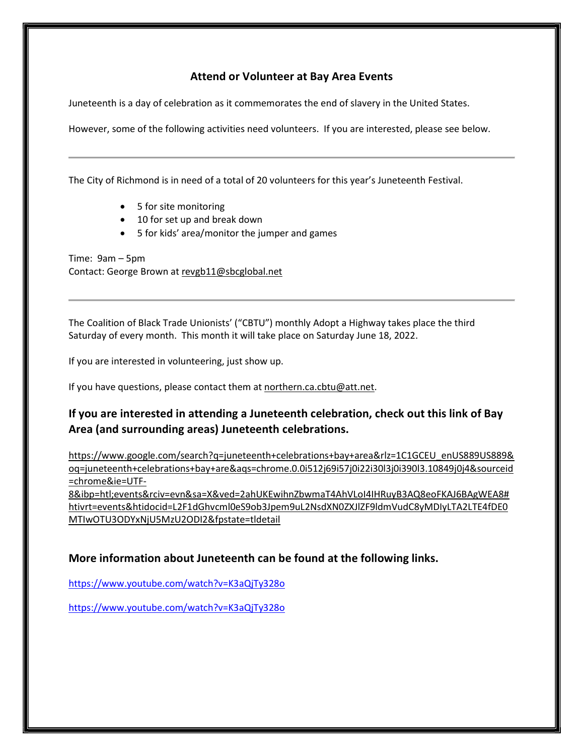## Attend or Volunteer at Bay Area Events

Juneteenth is a day of celebration as it commemorates the end of slavery in the United States.

However, some of the following activities need volunteers. If you are interested, please see below.

---

The City of Richmond is in need of a total of 20 volunteers for this year's Juneteenth Festival.

- 5 for site monitoring
- 10 for set up and break down
- 5 for kids' area/monitor the jumper and games

Time: 9am – 5pm
Contact: George Brown at revgb11@sbcglobal.net

---

The Coalition of Black Trade Unionists' ("CBTU") monthly Adopt a Highway takes place the third Saturday of every month. This month it will take place on Saturday June 18, 2022.

If you are interested in volunteering, just show up.

If you have questions, please contact them at northern.ca.cbtu@att.net.

### If you are interested in attending a Juneteenth celebration, check out this link of Bay Area (and surrounding areas) Juneteenth celebrations.

https://www.google.com/search?q=juneteenth+celebrations+bay+area&rlz=1C1GCEU_enUS889US889&oq=juneteenth+celebrations+bay+are&aqs=chrome.0.0i512j69i57j0i22i30l3j0i390l3.10849j0j4&sourceid=chrome&ie=UTF-8&ibp=htl;events&rciv=evn&sa=X&ved=2ahUKEwihnZbwmaT4AhVLoI4IHRuyB3AQ8eoFKAJ6BAgWEA8#htivrt=events&htidocid=L2F1dGhvcml0eS9ob3Jpem9uL2NsdXN0ZXJlZF9ldmVudC8yMDIyLTA2LTE4fDE0MTIwOTU3ODYxNjU5MzU2ODI2&fpstate=tldetail

### More information about Juneteenth can be found at the following links.

https://www.youtube.com/watch?v=K3aQjTy328o

https://www.youtube.com/watch?v=K3aQjTy328o